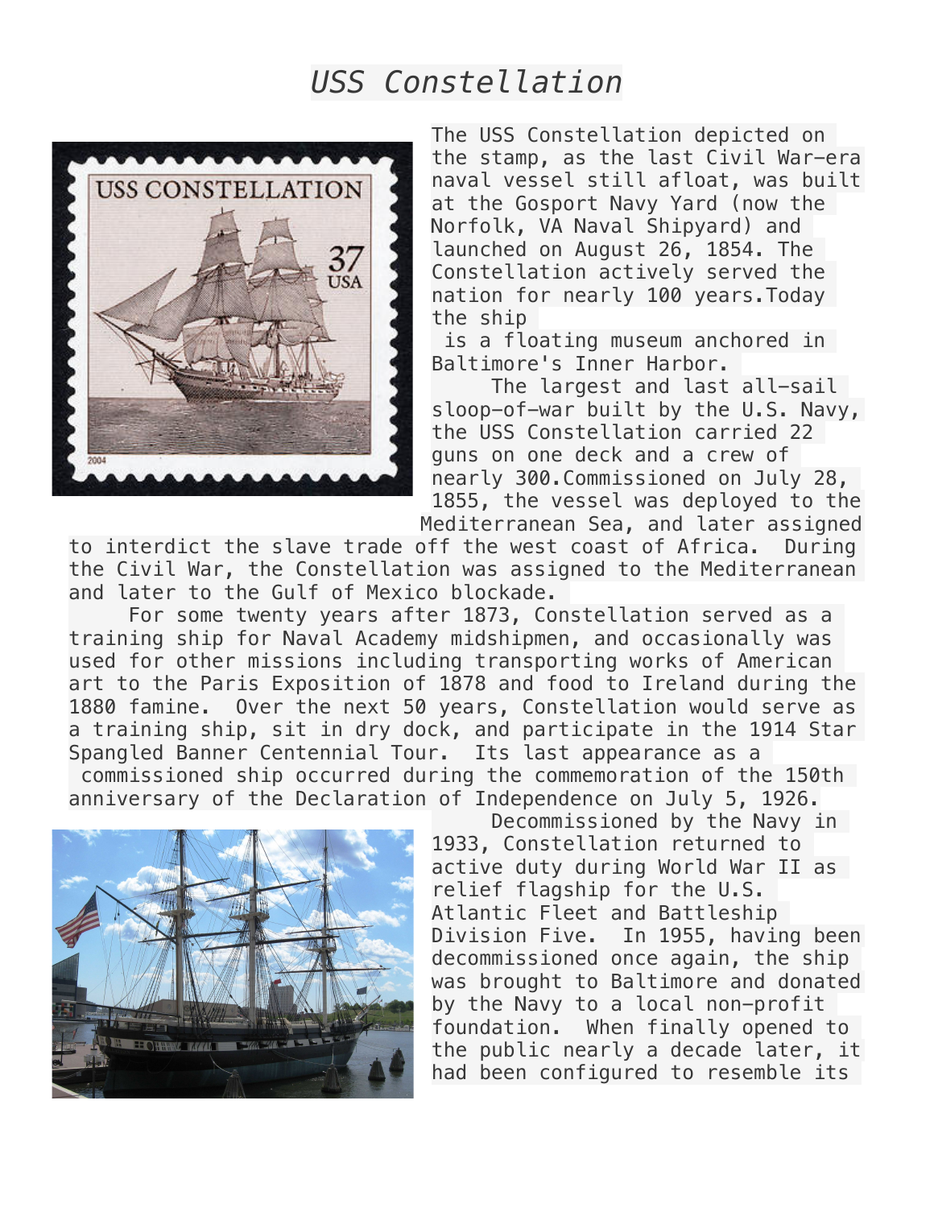# *USS Constellation*

The USS Constellation depicted on the stamp, as the last Civil War-era naval vessel still afloat, was built at the Gosport Navy Yard (now the Norfolk, VA Naval Shipyard) and launched on August 26, 1854. The Constellation actively served the nation for nearly 100 years.Today the ship is a floating museum anchored in Baltimore's Inner Harbor.

The largest and last all-sail sloop-of-war built by the U.S. Navy, the USS Constellation carried 22 guns on one deck and a crew of nearly 300.Commissioned on July 28, 1855, the vessel was deployed to the Mediterranean Sea, and later assigned to interdict the slave trade off the west coast of Africa. During the Civil War, the Constellation was assigned to the Mediterranean and later to the Gulf of Mexico blockade.

For some twenty years after 1873, Constellation served as a training ship for Naval Academy midshipmen, and occasionally was used for other missions including transporting works of American art to the Paris Exposition of 1878 and food to Ireland during the 1880 famine. Over the next 50 years, Constellation would serve as a training ship, sit in dry dock, and participate in the 1914 Star Spangled Banner Centennial Tour. Its last appearance as a commissioned ship occurred during the commemoration of the 150th anniversary of the Declaration of Independence on July 5, 1926.

Decommissioned by the Navy in 1933, Constellation returned to active duty during World War II as relief flagship for the U.S. Atlantic Fleet and Battleship Division Five. In 1955, having been decommissioned once again, the ship was brought to Baltimore and donated by the Navy to a local non-profit foundation. When finally opened to the public nearly a decade later, it had been configured to resemble its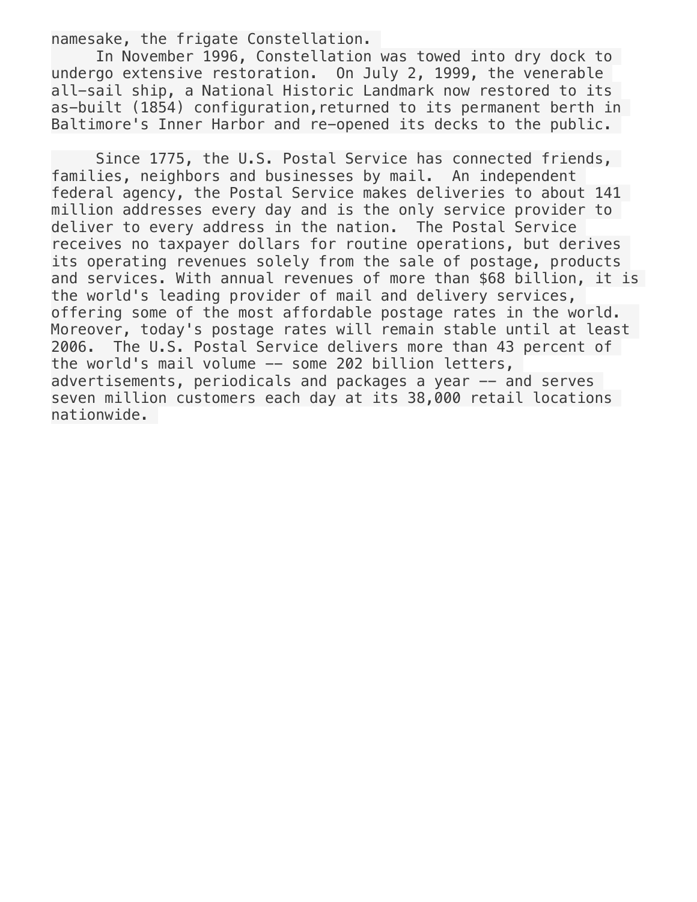namesake, the frigate Constellation.

In November 1996, Constellation was towed into dry dock to undergo extensive restoration.  On July 2, 1999, the venerable all-sail ship, a National Historic Landmark now restored to its as-built (1854) configuration,returned to its permanent berth in Baltimore's Inner Harbor and re-opened its decks to the public.

Since 1775, the U.S. Postal Service has connected friends, families, neighbors and businesses by mail.  An independent federal agency, the Postal Service makes deliveries to about 141 million addresses every day and is the only service provider to deliver to every address in the nation.  The Postal Service receives no taxpayer dollars for routine operations, but derives its operating revenues solely from the sale of postage, products and services. With annual revenues of more than $68 billion, it is the world's leading provider of mail and delivery services, offering some of the most affordable postage rates in the world. Moreover, today's postage rates will remain stable until at least 2006.  The U.S. Postal Service delivers more than 43 percent of the world's mail volume -- some 202 billion letters, advertisements, periodicals and packages a year -- and serves seven million customers each day at its 38,000 retail locations nationwide.